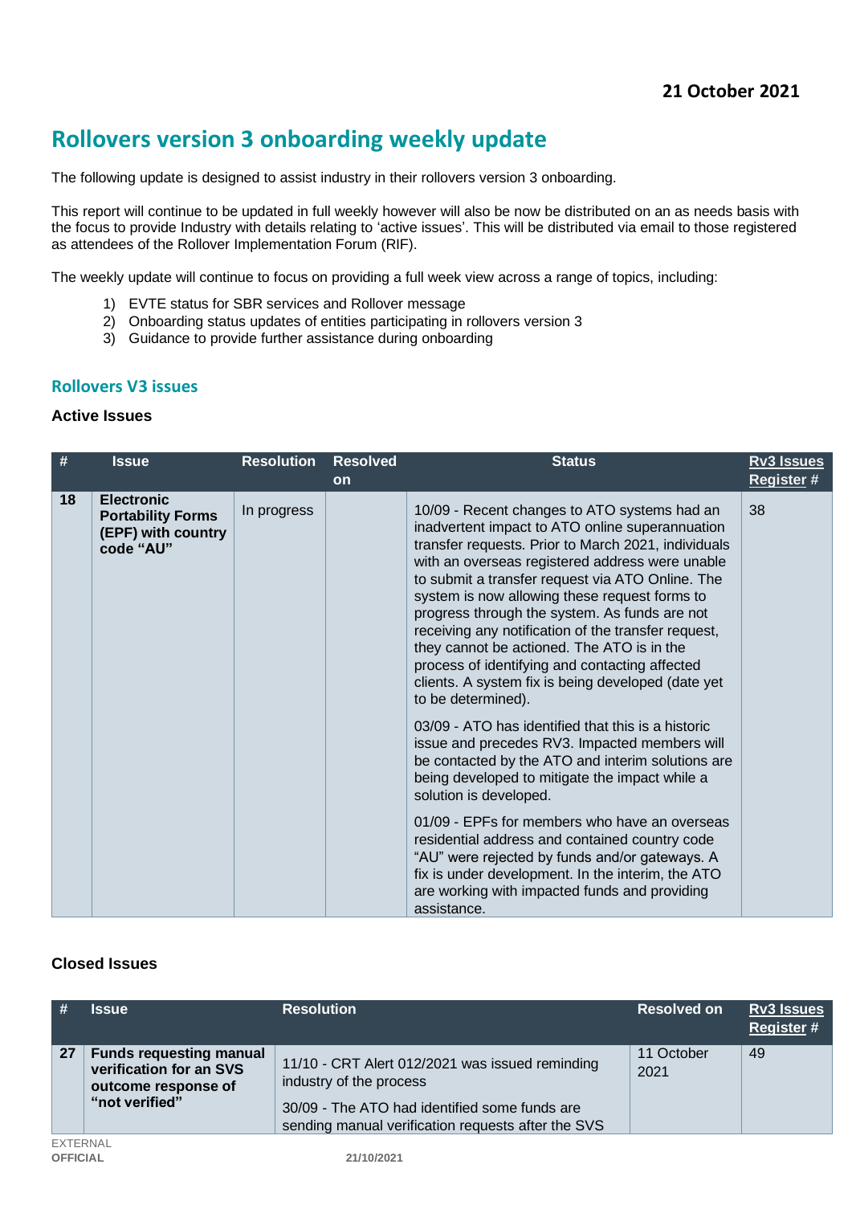**21 October 2021**

# Rollovers version 3 onboarding weekly update

The following update is designed to assist industry in their rollovers version 3 onboarding.

This report will continue to be updated in full weekly however will also be now be distributed on an as needs basis with the focus to provide Industry with details relating to 'active issues'. This will be distributed via email to those registered as attendees of the Rollover Implementation Forum (RIF).

The weekly update will continue to focus on providing a full week view across a range of topics, including:

1) EVTE status for SBR services and Rollover message
2) Onboarding status updates of entities participating in rollovers version 3
3) Guidance to provide further assistance during onboarding

## Rollovers V3 issues

### Active Issues

| # | Issue | Resolution | Resolved on | Status | Rv3 Issues Register # |
|---|---|---|---|---|---|
| 18 | **Electronic Portability Forms (EPF) with country code "AU"** | In progress | | 10/09 - Recent changes to ATO systems had an inadvertent impact to ATO online superannuation transfer requests. Prior to March 2021, individuals with an overseas registered address were unable to submit a transfer request via ATO Online. The system is now allowing these request forms to progress through the system. As funds are not receiving any notification of the transfer request, they cannot be actioned. The ATO is in the process of identifying and contacting affected clients. A system fix is being developed (date yet to be determined).<br><br>03/09 - ATO has identified that this is a historic issue and precedes RV3. Impacted members will be contacted by the ATO and interim solutions are being developed to mitigate the impact while a solution is developed.<br><br>01/09 - EPFs for members who have an overseas residential address and contained country code "AU" were rejected by funds and/or gateways. A fix is under development. In the interim, the ATO are working with impacted funds and providing assistance. | 38 |

### Closed Issues

| # | Issue | Resolution | Resolved on | Rv3 Issues Register # |
|---|---|---|---|---|
| 27 | **Funds requesting manual verification for an SVS outcome response of "not verified"** | 11/10 - CRT Alert 012/2021 was issued reminding industry of the process<br><br>30/09 - The ATO had identified some funds are sending manual verification requests after the SVS | 11 October 2021 | 49 |

EXTERNAL
**OFFICIAL**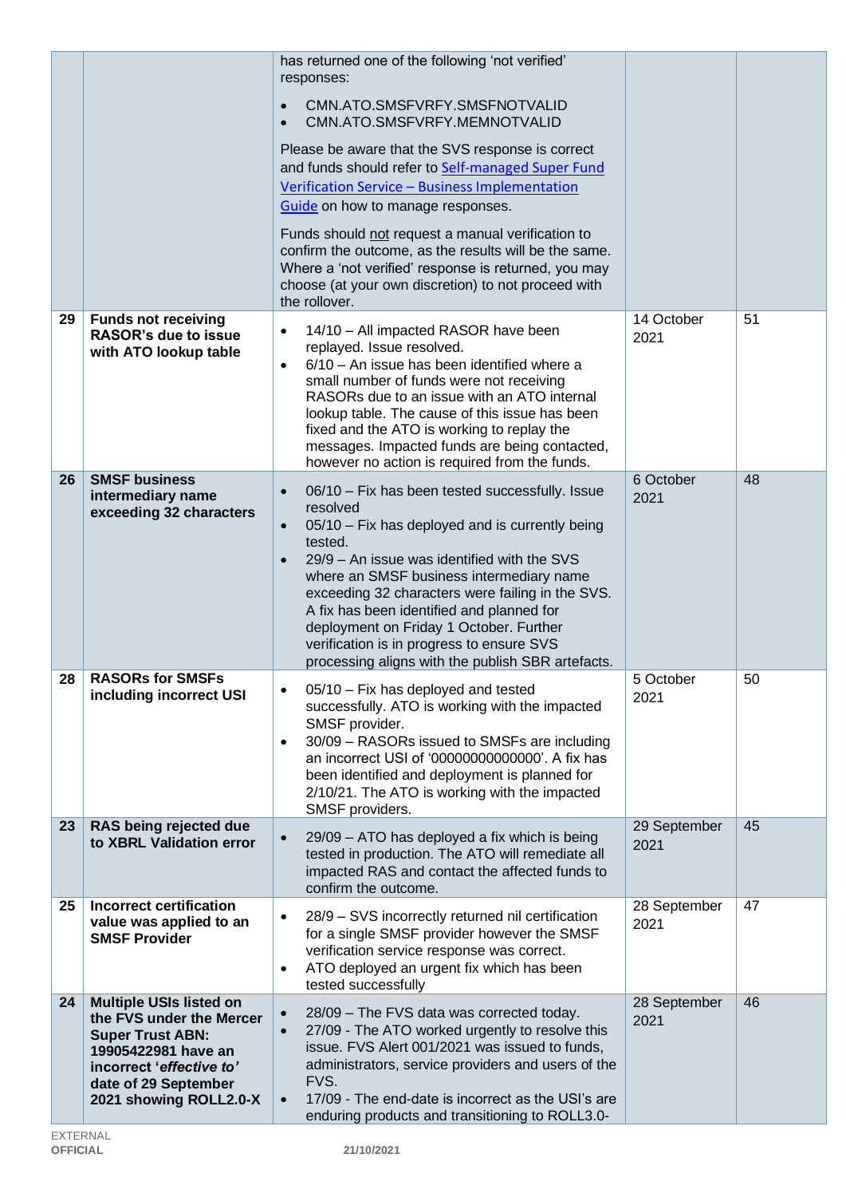| | | | | |
|---|---|---|---|---|
| | | has returned one of the following 'not verified' responses:<br><br>• CMN.ATO.SMSFVRFY.SMSFNOTVALID<br>• CMN.ATO.SMSFVRFY.MEMNOTVALID<br><br>Please be aware that the SVS response is correct and funds should refer to [Self-managed Super Fund Verification Service – Business Implementation Guide]() on how to manage responses.<br><br>Funds should not request a manual verification to confirm the outcome, as the results will be the same. Where a 'not verified' response is returned, you may choose (at your own discretion) to not proceed with the rollover. | | |
| 29 | **Funds not receiving RASOR's due to issue with ATO lookup table** | • 14/10 – All impacted RASOR have been replayed. Issue resolved.<br>• 6/10 – An issue has been identified where a small number of funds were not receiving RASORs due to an issue with an ATO internal lookup table. The cause of this issue has been fixed and the ATO is working to replay the messages. Impacted funds are being contacted, however no action is required from the funds. | 14 October 2021 | 51 |
| 26 | **SMSF business intermediary name exceeding 32 characters** | • 06/10 – Fix has been tested successfully. Issue resolved<br>• 05/10 – Fix has deployed and is currently being tested.<br>• 29/9 – An issue was identified with the SVS where an SMSF business intermediary name exceeding 32 characters were failing in the SVS. A fix has been identified and planned for deployment on Friday 1 October. Further verification is in progress to ensure SVS processing aligns with the publish SBR artefacts. | 6 October 2021 | 48 |
| 28 | **RASORs for SMSFs including incorrect USI** | • 05/10 – Fix has deployed and tested successfully. ATO is working with the impacted SMSF provider.<br>• 30/09 – RASORs issued to SMSFs are including an incorrect USI of '00000000000000'. A fix has been identified and deployment is planned for 2/10/21. The ATO is working with the impacted SMSF providers. | 5 October 2021 | 50 |
| 23 | **RAS being rejected due to XBRL Validation error** | • 29/09 – ATO has deployed a fix which is being tested in production. The ATO will remediate all impacted RAS and contact the affected funds to confirm the outcome. | 29 September 2021 | 45 |
| 25 | **Incorrect certification value was applied to an SMSF Provider** | • 28/9 – SVS incorrectly returned nil certification for a single SMSF provider however the SMSF verification service response was correct.<br>• ATO deployed an urgent fix which has been tested successfully | 28 September 2021 | 47 |
| 24 | **Multiple USIs listed on the FVS under the Mercer Super Trust ABN: 19905422981 have an incorrect '*effective to'* date of 29 September 2021 showing ROLL2.0-X** | • 28/09 – The FVS data was corrected today.<br>• 27/09 - The ATO worked urgently to resolve this issue. FVS Alert 001/2021 was issued to funds, administrators, service providers and users of the FVS.<br>• 17/09 - The end-date is incorrect as the USI's are enduring products and transitioning to ROLL3.0- | 28 September 2021 | 46 |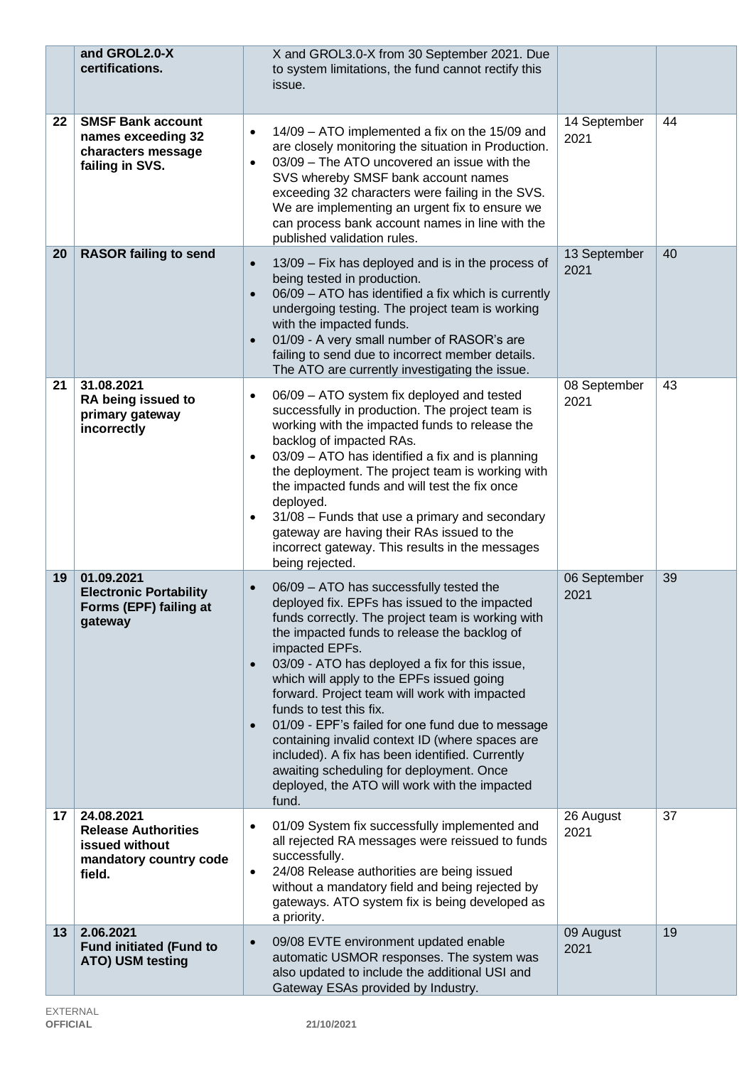|  | **and GROL2.0-X certifications.** | X and GROL3.0-X from 30 September 2021. Due to system limitations, the fund cannot rectify this issue. |  |  |
|---|---|---|---|---|
| **22** | **SMSF Bank account names exceeding 32 characters message failing in SVS.** | • 14/09 – ATO implemented a fix on the 15/09 and are closely monitoring the situation in Production.<br>• 03/09 – The ATO uncovered an issue with the SVS whereby SMSF bank account names exceeding 32 characters were failing in the SVS. We are implementing an urgent fix to ensure we can process bank account names in line with the published validation rules. | 14 September 2021 | 44 |
| **20** | **RASOR failing to send** | • 13/09 – Fix has deployed and is in the process of being tested in production.<br>• 06/09 – ATO has identified a fix which is currently undergoing testing. The project team is working with the impacted funds.<br>• 01/09 - A very small number of RASOR's are failing to send due to incorrect member details. The ATO are currently investigating the issue. | 13 September 2021 | 40 |
| **21** | **31.08.2021**<br>**RA being issued to primary gateway incorrectly** | • 06/09 – ATO system fix deployed and tested successfully in production. The project team is working with the impacted funds to release the backlog of impacted RAs.<br>• 03/09 – ATO has identified a fix and is planning the deployment. The project team is working with the impacted funds and will test the fix once deployed.<br>• 31/08 – Funds that use a primary and secondary gateway are having their RAs issued to the incorrect gateway. This results in the messages being rejected. | 08 September 2021 | 43 |
| **19** | **01.09.2021**<br>**Electronic Portability Forms (EPF) failing at gateway** | • 06/09 – ATO has successfully tested the deployed fix. EPFs has issued to the impacted funds correctly. The project team is working with the impacted funds to release the backlog of impacted EPFs.<br>• 03/09 - ATO has deployed a fix for this issue, which will apply to the EPFs issued going forward. Project team will work with impacted funds to test this fix.<br>• 01/09 - EPF's failed for one fund due to message containing invalid context ID (where spaces are included). A fix has been identified. Currently awaiting scheduling for deployment. Once deployed, the ATO will work with the impacted fund. | 06 September 2021 | 39 |
| **17** | **24.08.2021**<br>**Release Authorities issued without mandatory country code field.** | • 01/09 System fix successfully implemented and all rejected RA messages were reissued to funds successfully.<br>• 24/08 Release authorities are being issued without a mandatory field and being rejected by gateways. ATO system fix is being developed as a priority. | 26 August 2021 | 37 |
| **13** | **2.06.2021**<br>**Fund initiated (Fund to ATO) USM testing** | • 09/08 EVTE environment updated enable automatic USMOR responses. The system was also updated to include the additional USI and Gateway ESAs provided by Industry. | 09 August 2021 | 19 |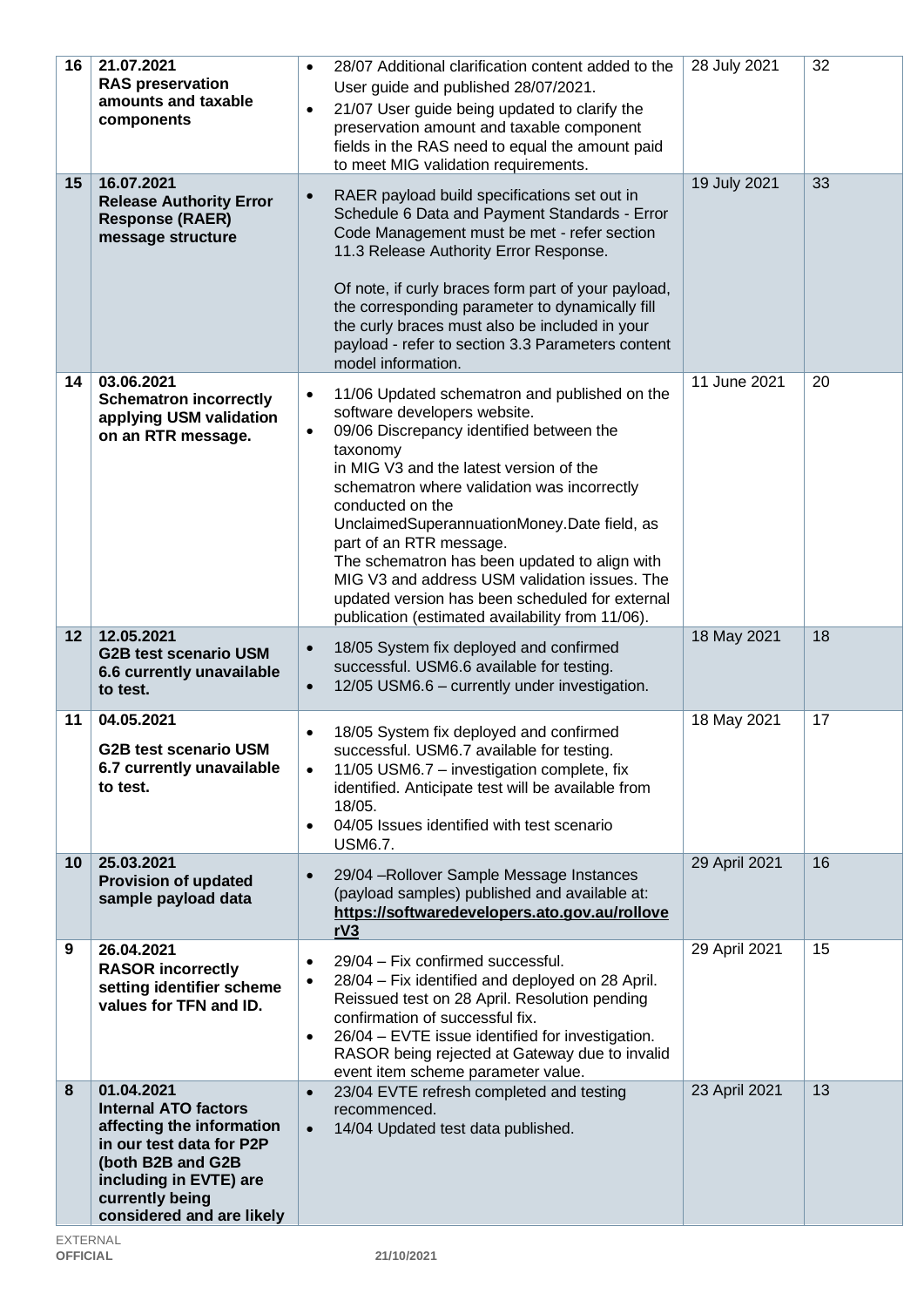| 16 | **21.07.2021**<br>**RAS preservation amounts and taxable components** | • 28/07 Additional clarification content added to the User guide and published 28/07/2021.<br>• 21/07 User guide being updated to clarify the preservation amount and taxable component fields in the RAS need to equal the amount paid to meet MIG validation requirements. | 28 July 2021 | 32 |
|---|---|---|---|---|
| **15** | **16.07.2021**<br>**Release Authority Error Response (RAER) message structure** | • RAER payload build specifications set out in Schedule 6 Data and Payment Standards - Error Code Management must be met - refer section 11.3 Release Authority Error Response.<br><br>Of note, if curly braces form part of your payload, the corresponding parameter to dynamically fill the curly braces must also be included in your payload - refer to section 3.3 Parameters content model information. | 19 July 2021 | 33 |
| **14** | **03.06.2021**<br>**Schematron incorrectly applying USM validation on an RTR message.** | • 11/06 Updated schematron and published on the software developers website.<br>• 09/06 Discrepancy identified between the taxonomy in MIG V3 and the latest version of the schematron where validation was incorrectly conducted on the UnclaimedSuperannuationMoney.Date field, as part of an RTR message. The schematron has been updated to align with MIG V3 and address USM validation issues. The updated version has been scheduled for external publication (estimated availability from 11/06). | 11 June 2021 | 20 |
| **12** | **12.05.2021**<br>**G2B test scenario USM 6.6 currently unavailable to test.** | • 18/05 System fix deployed and confirmed successful. USM6.6 available for testing.<br>• 12/05 USM6.6 – currently under investigation. | 18 May 2021 | 18 |
| **11** | **04.05.2021**<br>**G2B test scenario USM 6.7 currently unavailable to test.** | • 18/05 System fix deployed and confirmed successful. USM6.7 available for testing.<br>• 11/05 USM6.7 – investigation complete, fix identified. Anticipate test will be available from 18/05.<br>• 04/05 Issues identified with test scenario USM6.7. | 18 May 2021 | 17 |
| **10** | **25.03.2021**<br>**Provision of updated sample payload data** | • 29/04 –Rollover Sample Message Instances (payload samples) published and available at: **https://softwaredevelopers.ato.gov.au/rolloverV3** | 29 April 2021 | 16 |
| **9** | **26.04.2021**<br>**RASOR incorrectly setting identifier scheme values for TFN and ID.** | • 29/04 – Fix confirmed successful.<br>• 28/04 – Fix identified and deployed on 28 April. Reissued test on 28 April. Resolution pending confirmation of successful fix.<br>• 26/04 – EVTE issue identified for investigation. RASOR being rejected at Gateway due to invalid event item scheme parameter value. | 29 April 2021 | 15 |
| **8** | **01.04.2021**<br>**Internal ATO factors affecting the information in our test data for P2P (both B2B and G2B including in EVTE) are currently being considered and are likely** | • 23/04 EVTE refresh completed and testing recommenced.<br>• 14/04 Updated test data published. | 23 April 2021 | 13 |

EXTERNAL
**OFFICIAL**

**21/10/2021**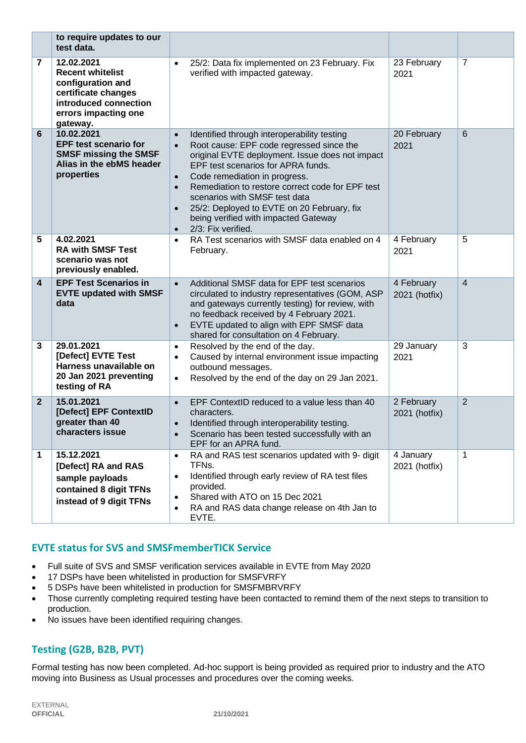| | | | | |
|---|---|---|---|---|
| | **to require updates to our test data.** | | | |
| **7** | **12.02.2021 Recent whitelist configuration and certificate changes introduced connection errors impacting one gateway.** | • 25/2: Data fix implemented on 23 February. Fix verified with impacted gateway. | 23 February 2021 | 7 |
| **6** | **10.02.2021 EPF test scenario for SMSF missing the SMSF Alias in the ebMS header properties** | • Identified through interoperability testing<br>• Root cause: EPF code regressed since the original EVTE deployment. Issue does not impact EPF test scenarios for APRA funds.<br>• Code remediation in progress.<br>• Remediation to restore correct code for EPF test scenarios with SMSF test data<br>• 25/2: Deployed to EVTE on 20 February, fix being verified with impacted Gateway<br>• 2/3: Fix verified. | 20 February 2021 | 6 |
| **5** | **4.02.2021 RA with SMSF Test scenario was not previously enabled.** | • RA Test scenarios with SMSF data enabled on 4 February. | 4 February 2021 | 5 |
| **4** | **EPF Test Scenarios in EVTE updated with SMSF data** | • Additional SMSF data for EPF test scenarios circulated to industry representatives (GOM, ASP and gateways currently testing) for review, with no feedback received by 4 February 2021.<br>• EVTE updated to align with EPF SMSF data shared for consultation on 4 February. | 4 February 2021 (hotfix) | 4 |
| **3** | **29.01.2021 [Defect] EVTE Test Harness unavailable on 20 Jan 2021 preventing testing of RA** | • Resolved by the end of the day.<br>• Caused by internal environment issue impacting outbound messages.<br>• Resolved by the end of the day on 29 Jan 2021. | 29 January 2021 | 3 |
| **2** | **15.01.2021 [Defect] EPF ContextID greater than 40 characters issue** | • EPF ContextID reduced to a value less than 40 characters.<br>• Identified through interoperability testing.<br>• Scenario has been tested successfully with an EPF for an APRA fund. | 2 February 2021 (hotfix) | 2 |
| **1** | **15.12.2021 [Defect] RA and RAS sample payloads contained 8 digit TFNs instead of 9 digit TFNs** | • RA and RAS test scenarios updated with 9- digit TFNs.<br>• Identified through early review of RA test files provided.<br>• Shared with ATO on 15 Dec 2021<br>• RA and RAS data change release on 4th Jan to EVTE. | 4 January 2021 (hotfix) | 1 |

## EVTE status for SVS and SMSFmemberTICK Service

- Full suite of SVS and SMSF verification services available in EVTE from May 2020
- 17 DSPs have been whitelisted in production for SMSFVRFY
- 5 DSPs have been whitelisted in production for SMSFMBRVRFY
- Those currently completing required testing have been contacted to remind them of the next steps to transition to production.
- No issues have been identified requiring changes.

## Testing (G2B, B2B, PVT)

Formal testing has now been completed. Ad-hoc support is being provided as required prior to industry and the ATO moving into Business as Usual processes and procedures over the coming weeks.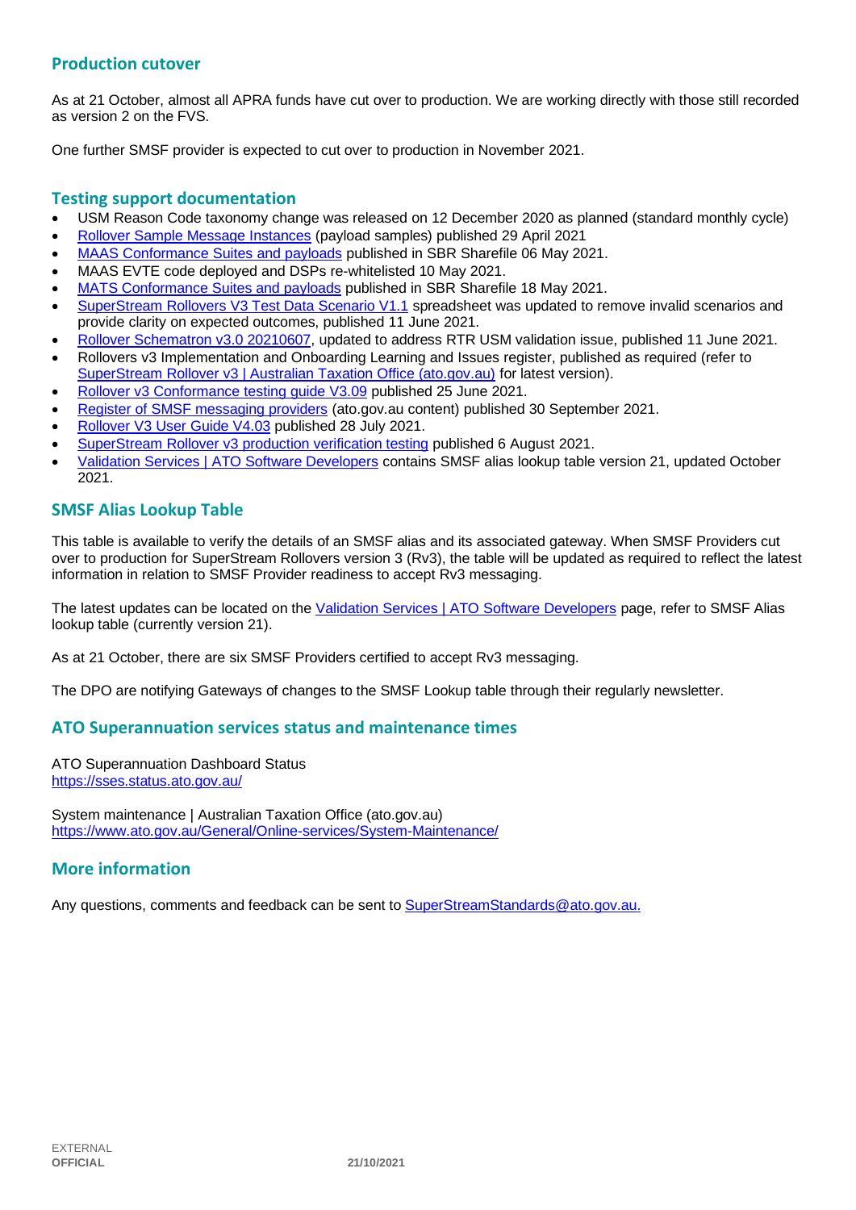## Production cutover

As at 21 October, almost all APRA funds have cut over to production. We are working directly with those still recorded as version 2 on the FVS.

One further SMSF provider is expected to cut over to production in November 2021.

## Testing support documentation

- USM Reason Code taxonomy change was released on 12 December 2020 as planned (standard monthly cycle)
- Rollover Sample Message Instances (payload samples) published 29 April 2021
- MAAS Conformance Suites and payloads published in SBR Sharefile 06 May 2021.
- MAAS EVTE code deployed and DSPs re-whitelisted 10 May 2021.
- MATS Conformance Suites and payloads published in SBR Sharefile 18 May 2021.
- SuperStream Rollovers V3 Test Data Scenario V1.1 spreadsheet was updated to remove invalid scenarios and provide clarity on expected outcomes, published 11 June 2021.
- Rollover Schematron v3.0 20210607, updated to address RTR USM validation issue, published 11 June 2021.
- Rollovers v3 Implementation and Onboarding Learning and Issues register, published as required (refer to SuperStream Rollover v3 | Australian Taxation Office (ato.gov.au) for latest version).
- Rollover v3 Conformance testing guide V3.09 published 25 June 2021.
- Register of SMSF messaging providers (ato.gov.au content) published 30 September 2021.
- Rollover V3 User Guide V4.03 published 28 July 2021.
- SuperStream Rollover v3 production verification testing published 6 August 2021.
- Validation Services | ATO Software Developers contains SMSF alias lookup table version 21, updated October 2021.

## SMSF Alias Lookup Table

This table is available to verify the details of an SMSF alias and its associated gateway. When SMSF Providers cut over to production for SuperStream Rollovers version 3 (Rv3), the table will be updated as required to reflect the latest information in relation to SMSF Provider readiness to accept Rv3 messaging.

The latest updates can be located on the Validation Services | ATO Software Developers page, refer to SMSF Alias lookup table (currently version 21).

As at 21 October, there are six SMSF Providers certified to accept Rv3 messaging.

The DPO are notifying Gateways of changes to the SMSF Lookup table through their regularly newsletter.

## ATO Superannuation services status and maintenance times

ATO Superannuation Dashboard Status
https://sses.status.ato.gov.au/

System maintenance | Australian Taxation Office (ato.gov.au)
https://www.ato.gov.au/General/Online-services/System-Maintenance/

## More information

Any questions, comments and feedback can be sent to SuperStreamStandards@ato.gov.au.